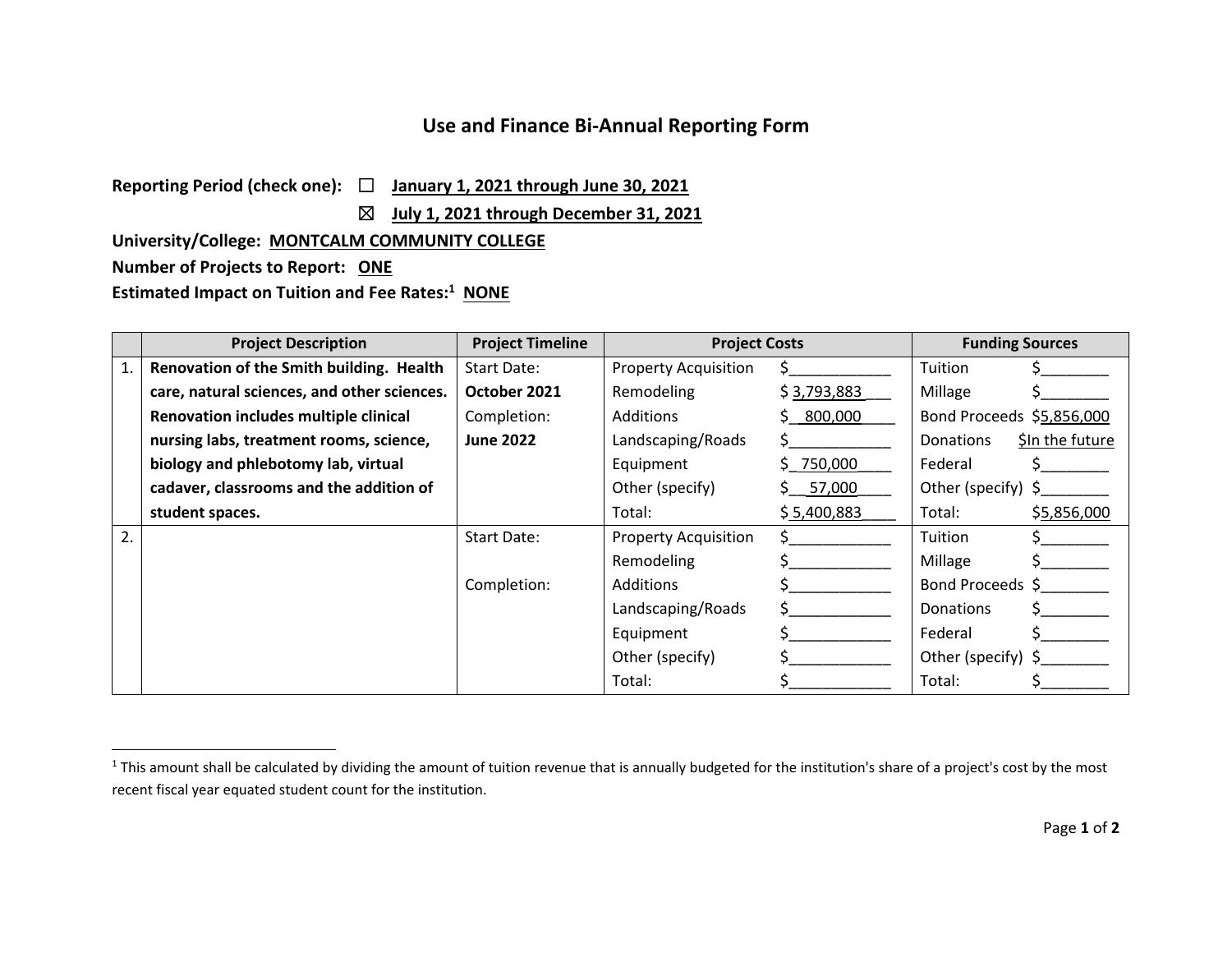# Use and Finance Bi-Annual Reporting Form

**Reporting Period (check one):** ☐ **January 1, 2021 through June 30, 2021**

☒ **July 1, 2021 through December 31, 2021**

**University/College:** **MONTCALM COMMUNITY COLLEGE**

**Number of Projects to Report:** **ONE**

**Estimated Impact on Tuition and Fee Rates:**[1] **NONE**

| | Project Description | Project Timeline | Project Costs | | Funding Sources | |
|---|---|---|---|---|---|---|
| 1. | **Renovation of the Smith building. Health care, natural sciences, and other sciences. Renovation includes multiple clinical nursing labs, treatment rooms, science, biology and phlebotomy lab, virtual cadaver, classrooms and the addition of student spaces.** | Start Date: **October 2021** Completion: **June 2022** | Property Acquisition | $ | Tuition | $ |
| | | | Remodeling | $ 3,793,883 | Millage | $ |
| | | | Additions | $ 800,000 | Bond Proceeds | $5,856,000 |
| | | | Landscaping/Roads | $ | Donations | $In the future |
| | | | Equipment | $ 750,000 | Federal | $ |
| | | | Other (specify) | $ 57,000 | Other (specify) | $ |
| | | | Total: | $ 5,400,883 | Total: | $5,856,000 |
| 2. | | Start Date: Completion: | Property Acquisition | $ | Tuition | $ |
| | | | Remodeling | $ | Millage | $ |
| | | | Additions | $ | Bond Proceeds | $ |
| | | | Landscaping/Roads | $ | Donations | $ |
| | | | Equipment | $ | Federal | $ |
| | | | Other (specify) | $ | Other (specify) | $ |
| | | | Total: | $ | Total: | $ |

[1] This amount shall be calculated by dividing the amount of tuition revenue that is annually budgeted for the institution's share of a project's cost by the most recent fiscal year equated student count for the institution.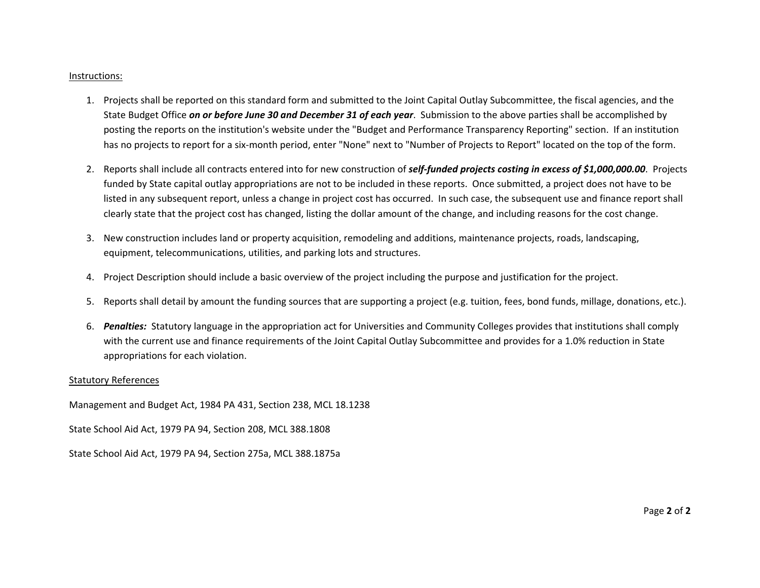Instructions:

1. Projects shall be reported on this standard form and submitted to the Joint Capital Outlay Subcommittee, the fiscal agencies, and the State Budget Office ***on or before June 30 and December 31 of each year***. Submission to the above parties shall be accomplished by posting the reports on the institution's website under the "Budget and Performance Transparency Reporting" section. If an institution has no projects to report for a six-month period, enter "None" next to "Number of Projects to Report" located on the top of the form.

2. Reports shall include all contracts entered into for new construction of ***self-funded projects costing in excess of $1,000,000.00***. Projects funded by State capital outlay appropriations are not to be included in these reports. Once submitted, a project does not have to be listed in any subsequent report, unless a change in project cost has occurred. In such case, the subsequent use and finance report shall clearly state that the project cost has changed, listing the dollar amount of the change, and including reasons for the cost change.

3. New construction includes land or property acquisition, remodeling and additions, maintenance projects, roads, landscaping, equipment, telecommunications, utilities, and parking lots and structures.

4. Project Description should include a basic overview of the project including the purpose and justification for the project.

5. Reports shall detail by amount the funding sources that are supporting a project (e.g. tuition, fees, bond funds, millage, donations, etc.).

6. ***Penalties:*** Statutory language in the appropriation act for Universities and Community Colleges provides that institutions shall comply with the current use and finance requirements of the Joint Capital Outlay Subcommittee and provides for a 1.0% reduction in State appropriations for each violation.

Statutory References

Management and Budget Act, 1984 PA 431, Section 238, MCL 18.1238

State School Aid Act, 1979 PA 94, Section 208, MCL 388.1808

State School Aid Act, 1979 PA 94, Section 275a, MCL 388.1875a